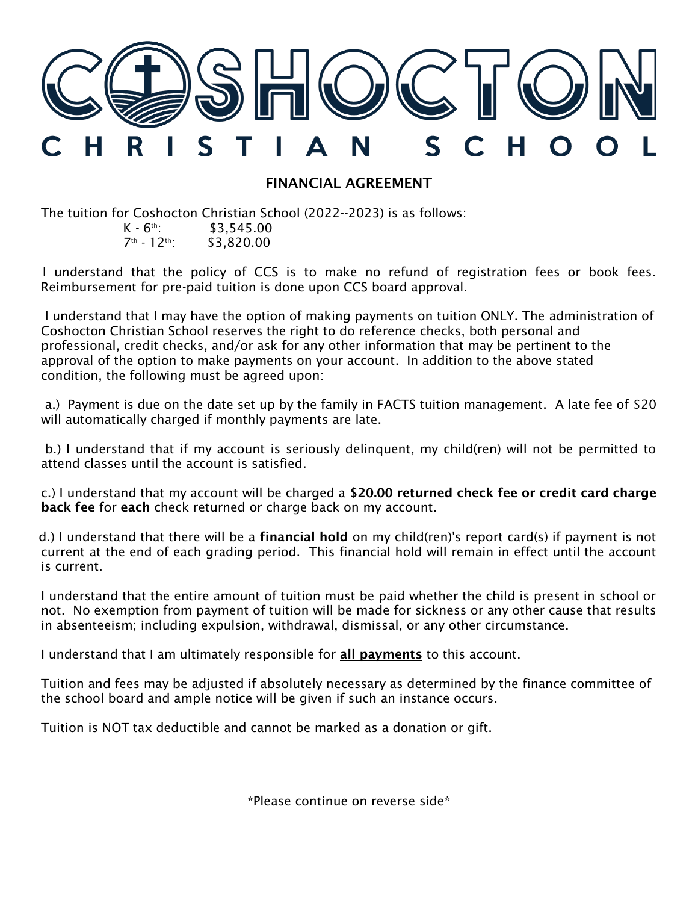# COSHOCTON CHRISTIAN SCHOOL

## FINANCIAL AGREEMENT

The tuition for Coshocton Christian School (2022--2023) is as follows:

K - 6th: $3,545.00
7th - 12th: $3,820.00

I understand that the policy of CCS is to make no refund of registration fees or book fees. Reimbursement for pre-paid tuition is done upon CCS board approval.

I understand that I may have the option of making payments on tuition ONLY. The administration of Coshocton Christian School reserves the right to do reference checks, both personal and professional, credit checks, and/or ask for any other information that may be pertinent to the approval of the option to make payments on your account. In addition to the above stated condition, the following must be agreed upon:

a.) Payment is due on the date set up by the family in FACTS tuition management. A late fee of $20 will automatically charged if monthly payments are late.

b.) I understand that if my account is seriously delinquent, my child(ren) will not be permitted to attend classes until the account is satisfied.

c.) I understand that my account will be charged a **$20.00 returned check fee or credit card charge back fee** for **<u>each</u>** check returned or charge back on my account.

d.) I understand that there will be a **financial hold** on my child(ren)'s report card(s) if payment is not current at the end of each grading period. This financial hold will remain in effect until the account is current.

I understand that the entire amount of tuition must be paid whether the child is present in school or not. No exemption from payment of tuition will be made for sickness or any other cause that results in absenteeism; including expulsion, withdrawal, dismissal, or any other circumstance.

I understand that I am ultimately responsible for **<u>all payments</u>** to this account.

Tuition and fees may be adjusted if absolutely necessary as determined by the finance committee of the school board and ample notice will be given if such an instance occurs.

Tuition is NOT tax deductible and cannot be marked as a donation or gift.

*Please continue on reverse side*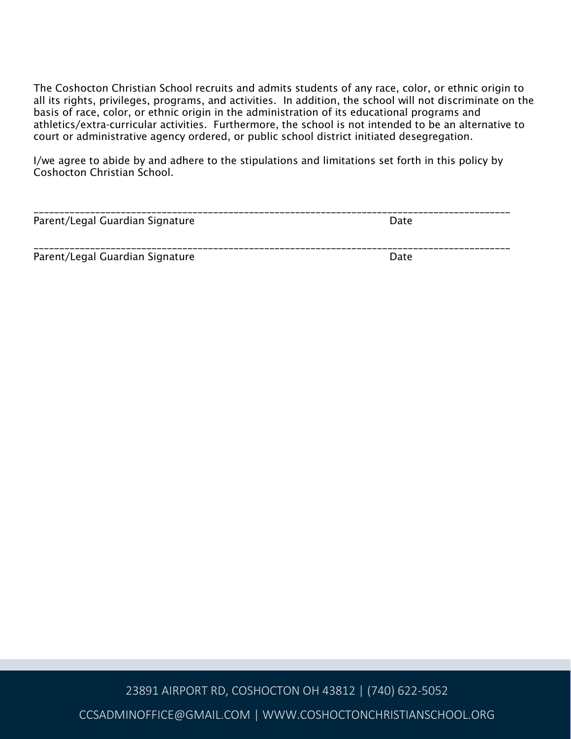The Coshocton Christian School recruits and admits students of any race, color, or ethnic origin to all its rights, privileges, programs, and activities. In addition, the school will not discriminate on the basis of race, color, or ethnic origin in the administration of its educational programs and athletics/extra-curricular activities. Furthermore, the school is not intended to be an alternative to court or administrative agency ordered, or public school district initiated desegregation.

I/we agree to abide by and adhere to the stipulations and limitations set forth in this policy by Coshocton Christian School.

_________________________________________________________________________________________

Parent/Legal Guardian Signature Date

_________________________________________________________________________________________

Parent/Legal Guardian Signature Date

23891 AIRPORT RD, COSHOCTON OH 43812 | (740) 622-5052

CCSADMINOFFICE@GMAIL.COM | WWW.COSHOCTONCHRISTIANSCHOOL.ORG